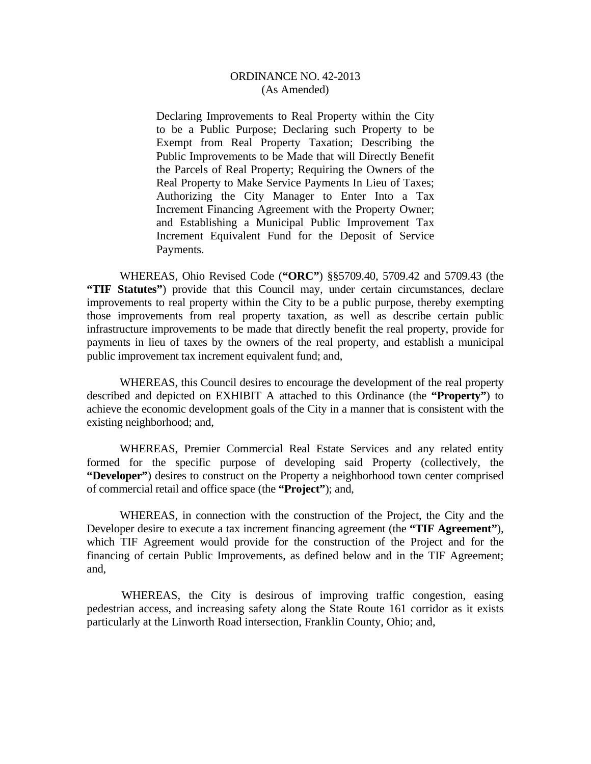# ORDINANCE NO. 42-2013
(As Amended)

Declaring Improvements to Real Property within the City to be a Public Purpose; Declaring such Property to be Exempt from Real Property Taxation; Describing the Public Improvements to be Made that will Directly Benefit the Parcels of Real Property; Requiring the Owners of the Real Property to Make Service Payments In Lieu of Taxes; Authorizing the City Manager to Enter Into a Tax Increment Financing Agreement with the Property Owner; and Establishing a Municipal Public Improvement Tax Increment Equivalent Fund for the Deposit of Service Payments.

WHEREAS, Ohio Revised Code (**"ORC"**) §§5709.40, 5709.42 and 5709.43 (the **"TIF Statutes"**) provide that this Council may, under certain circumstances, declare improvements to real property within the City to be a public purpose, thereby exempting those improvements from real property taxation, as well as describe certain public infrastructure improvements to be made that directly benefit the real property, provide for payments in lieu of taxes by the owners of the real property, and establish a municipal public improvement tax increment equivalent fund; and,

WHEREAS, this Council desires to encourage the development of the real property described and depicted on EXHIBIT A attached to this Ordinance (the **"Property"**) to achieve the economic development goals of the City in a manner that is consistent with the existing neighborhood; and,

WHEREAS, Premier Commercial Real Estate Services and any related entity formed for the specific purpose of developing said Property (collectively, the **"Developer"**) desires to construct on the Property a neighborhood town center comprised of commercial retail and office space (the **"Project"**); and,

WHEREAS, in connection with the construction of the Project, the City and the Developer desire to execute a tax increment financing agreement (the **"TIF Agreement"**), which TIF Agreement would provide for the construction of the Project and for the financing of certain Public Improvements, as defined below and in the TIF Agreement; and,

WHEREAS, the City is desirous of improving traffic congestion, easing pedestrian access, and increasing safety along the State Route 161 corridor as it exists particularly at the Linworth Road intersection, Franklin County, Ohio; and,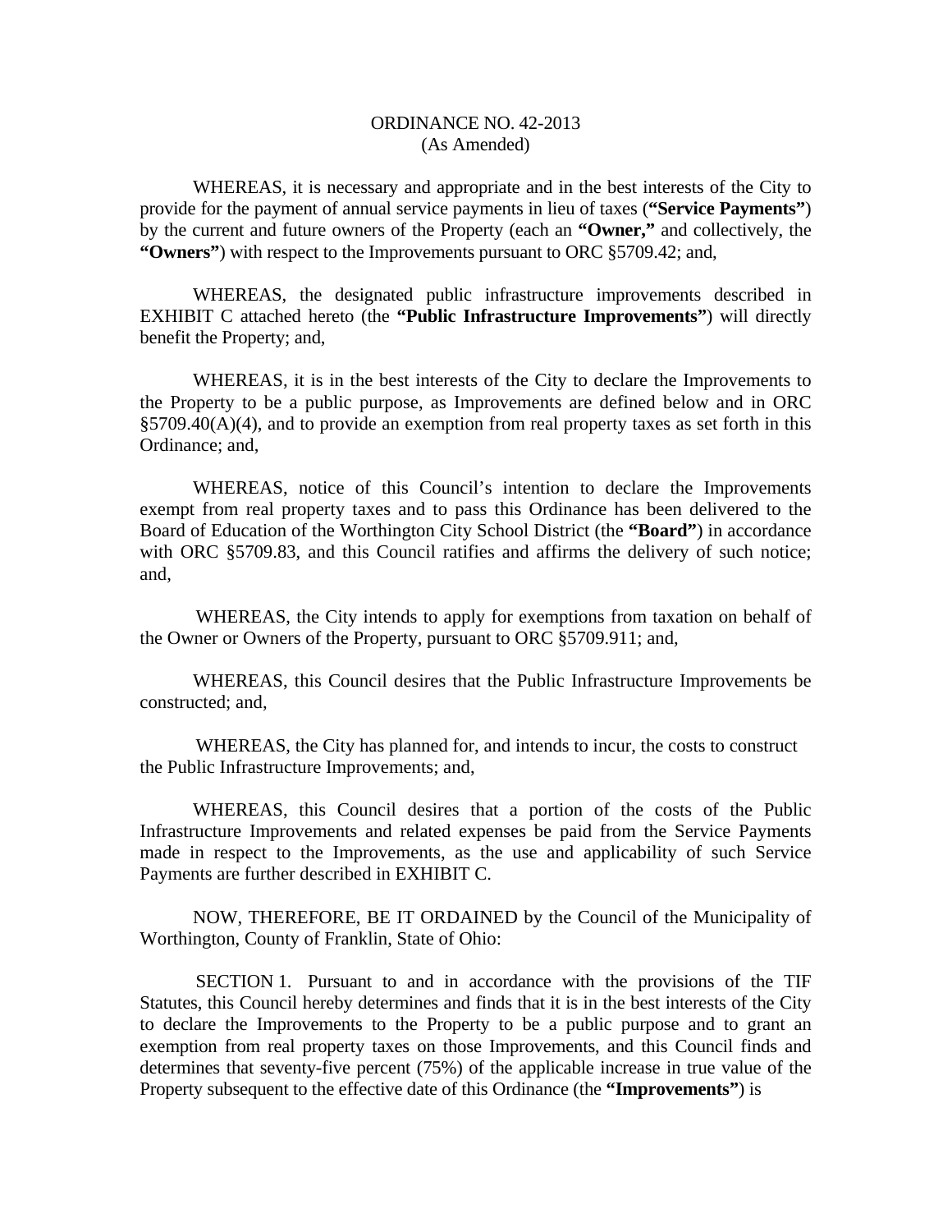ORDINANCE NO. 42-2013
(As Amended)

WHEREAS, it is necessary and appropriate and in the best interests of the City to provide for the payment of annual service payments in lieu of taxes (**"Service Payments"**) by the current and future owners of the Property (each an **"Owner,"** and collectively, the **"Owners"**) with respect to the Improvements pursuant to ORC §5709.42; and,

WHEREAS, the designated public infrastructure improvements described in EXHIBIT C attached hereto (the **"Public Infrastructure Improvements"**) will directly benefit the Property; and,

WHEREAS, it is in the best interests of the City to declare the Improvements to the Property to be a public purpose, as Improvements are defined below and in ORC §5709.40(A)(4), and to provide an exemption from real property taxes as set forth in this Ordinance; and,

WHEREAS, notice of this Council's intention to declare the Improvements exempt from real property taxes and to pass this Ordinance has been delivered to the Board of Education of the Worthington City School District (the **"Board"**) in accordance with ORC §5709.83, and this Council ratifies and affirms the delivery of such notice; and,

WHEREAS, the City intends to apply for exemptions from taxation on behalf of the Owner or Owners of the Property, pursuant to ORC §5709.911; and,

WHEREAS, this Council desires that the Public Infrastructure Improvements be constructed; and,

WHEREAS, the City has planned for, and intends to incur, the costs to construct the Public Infrastructure Improvements; and,

WHEREAS, this Council desires that a portion of the costs of the Public Infrastructure Improvements and related expenses be paid from the Service Payments made in respect to the Improvements, as the use and applicability of such Service Payments are further described in EXHIBIT C.

NOW, THEREFORE, BE IT ORDAINED by the Council of the Municipality of Worthington, County of Franklin, State of Ohio:

SECTION 1. Pursuant to and in accordance with the provisions of the TIF Statutes, this Council hereby determines and finds that it is in the best interests of the City to declare the Improvements to the Property to be a public purpose and to grant an exemption from real property taxes on those Improvements, and this Council finds and determines that seventy-five percent (75%) of the applicable increase in true value of the Property subsequent to the effective date of this Ordinance (the **"Improvements"**) is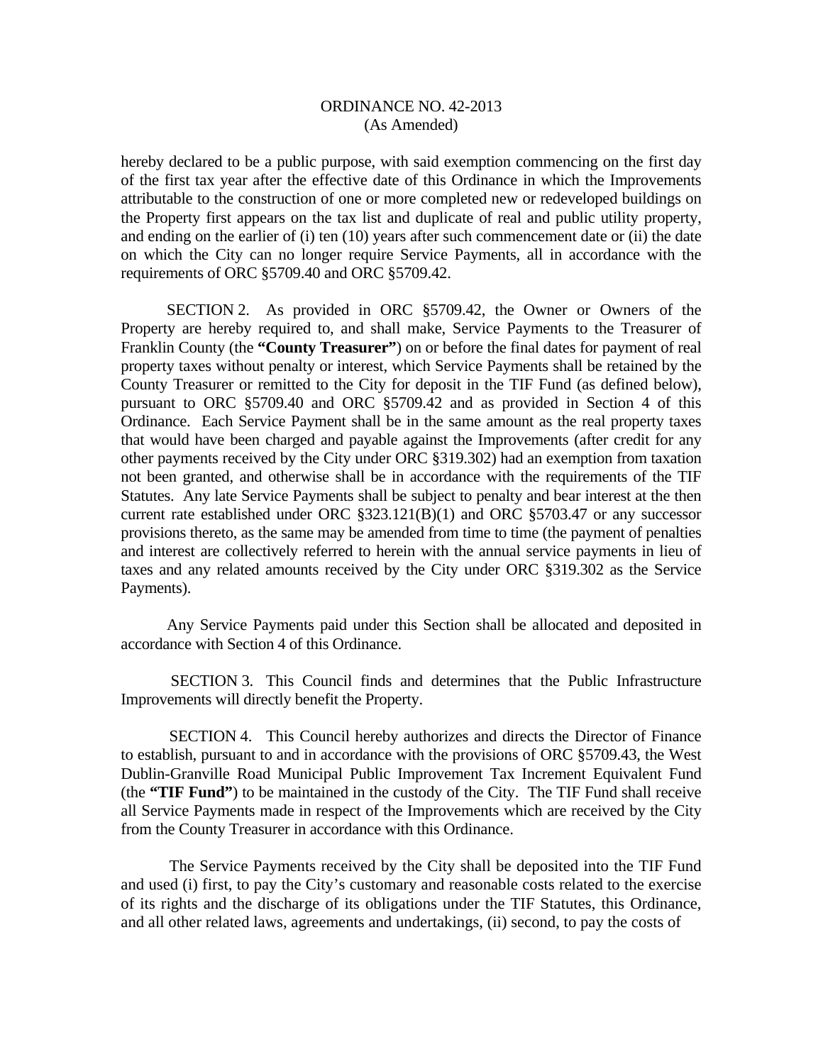hereby declared to be a public purpose, with said exemption commencing on the first day of the first tax year after the effective date of this Ordinance in which the Improvements attributable to the construction of one or more completed new or redeveloped buildings on the Property first appears on the tax list and duplicate of real and public utility property, and ending on the earlier of (i) ten (10) years after such commencement date or (ii) the date on which the City can no longer require Service Payments, all in accordance with the requirements of ORC §5709.40 and ORC §5709.42.

SECTION 2. As provided in ORC §5709.42, the Owner or Owners of the Property are hereby required to, and shall make, Service Payments to the Treasurer of Franklin County (the **"County Treasurer"**) on or before the final dates for payment of real property taxes without penalty or interest, which Service Payments shall be retained by the County Treasurer or remitted to the City for deposit in the TIF Fund (as defined below), pursuant to ORC §5709.40 and ORC §5709.42 and as provided in Section 4 of this Ordinance. Each Service Payment shall be in the same amount as the real property taxes that would have been charged and payable against the Improvements (after credit for any other payments received by the City under ORC §319.302) had an exemption from taxation not been granted, and otherwise shall be in accordance with the requirements of the TIF Statutes. Any late Service Payments shall be subject to penalty and bear interest at the then current rate established under ORC §323.121(B)(1) and ORC §5703.47 or any successor provisions thereto, as the same may be amended from time to time (the payment of penalties and interest are collectively referred to herein with the annual service payments in lieu of taxes and any related amounts received by the City under ORC §319.302 as the Service Payments).

Any Service Payments paid under this Section shall be allocated and deposited in accordance with Section 4 of this Ordinance.

SECTION 3. This Council finds and determines that the Public Infrastructure Improvements will directly benefit the Property.

SECTION 4. This Council hereby authorizes and directs the Director of Finance to establish, pursuant to and in accordance with the provisions of ORC §5709.43, the West Dublin-Granville Road Municipal Public Improvement Tax Increment Equivalent Fund (the **"TIF Fund"**) to be maintained in the custody of the City. The TIF Fund shall receive all Service Payments made in respect of the Improvements which are received by the City from the County Treasurer in accordance with this Ordinance.

The Service Payments received by the City shall be deposited into the TIF Fund and used (i) first, to pay the City's customary and reasonable costs related to the exercise of its rights and the discharge of its obligations under the TIF Statutes, this Ordinance, and all other related laws, agreements and undertakings, (ii) second, to pay the costs of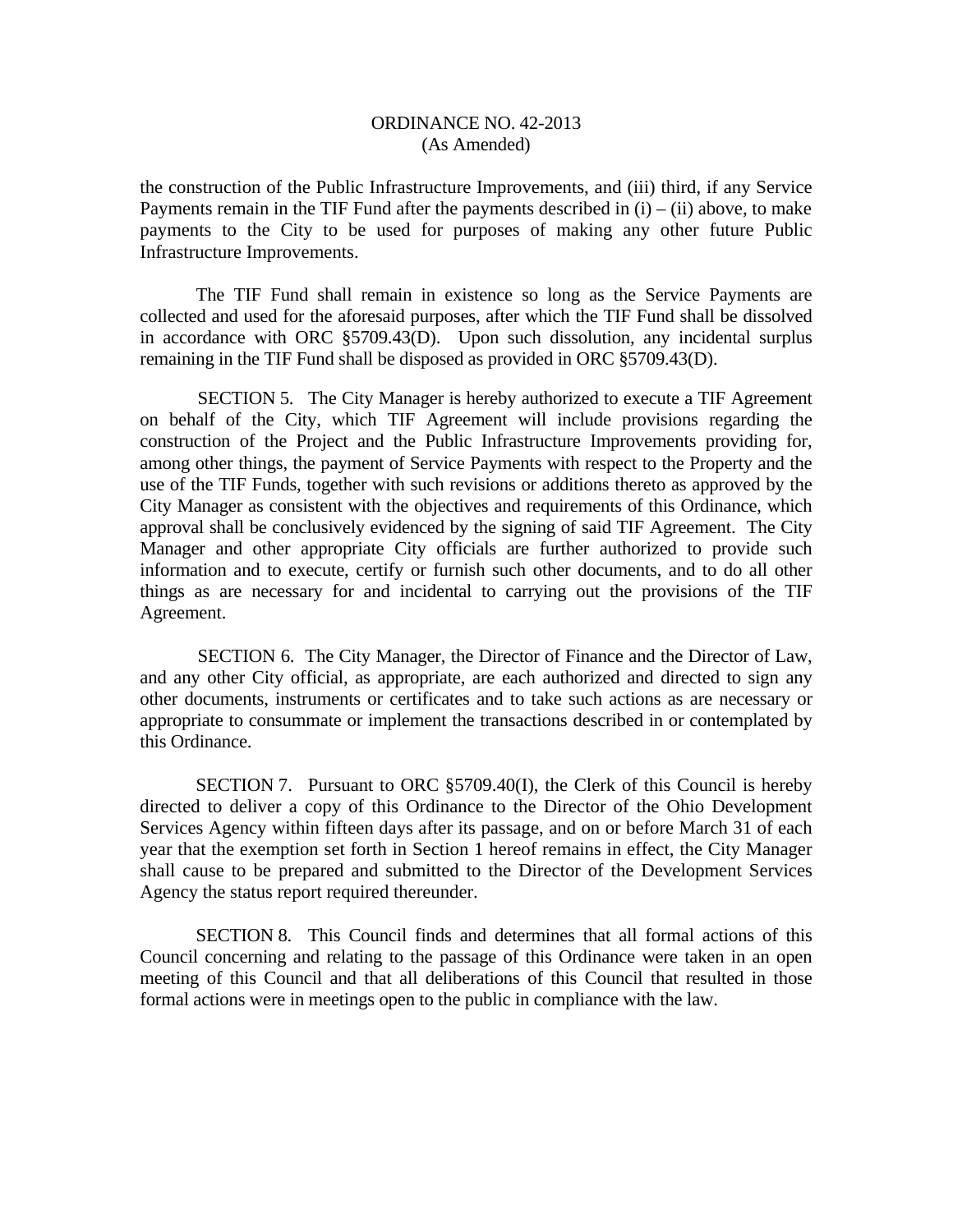the construction of the Public Infrastructure Improvements, and (iii) third, if any Service Payments remain in the TIF Fund after the payments described in (i) – (ii) above, to make payments to the City to be used for purposes of making any other future Public Infrastructure Improvements.

The TIF Fund shall remain in existence so long as the Service Payments are collected and used for the aforesaid purposes, after which the TIF Fund shall be dissolved in accordance with ORC §5709.43(D). Upon such dissolution, any incidental surplus remaining in the TIF Fund shall be disposed as provided in ORC §5709.43(D).

SECTION 5. The City Manager is hereby authorized to execute a TIF Agreement on behalf of the City, which TIF Agreement will include provisions regarding the construction of the Project and the Public Infrastructure Improvements providing for, among other things, the payment of Service Payments with respect to the Property and the use of the TIF Funds, together with such revisions or additions thereto as approved by the City Manager as consistent with the objectives and requirements of this Ordinance, which approval shall be conclusively evidenced by the signing of said TIF Agreement. The City Manager and other appropriate City officials are further authorized to provide such information and to execute, certify or furnish such other documents, and to do all other things as are necessary for and incidental to carrying out the provisions of the TIF Agreement.

SECTION 6. The City Manager, the Director of Finance and the Director of Law, and any other City official, as appropriate, are each authorized and directed to sign any other documents, instruments or certificates and to take such actions as are necessary or appropriate to consummate or implement the transactions described in or contemplated by this Ordinance.

SECTION 7. Pursuant to ORC §5709.40(I), the Clerk of this Council is hereby directed to deliver a copy of this Ordinance to the Director of the Ohio Development Services Agency within fifteen days after its passage, and on or before March 31 of each year that the exemption set forth in Section 1 hereof remains in effect, the City Manager shall cause to be prepared and submitted to the Director of the Development Services Agency the status report required thereunder.

SECTION 8. This Council finds and determines that all formal actions of this Council concerning and relating to the passage of this Ordinance were taken in an open meeting of this Council and that all deliberations of this Council that resulted in those formal actions were in meetings open to the public in compliance with the law.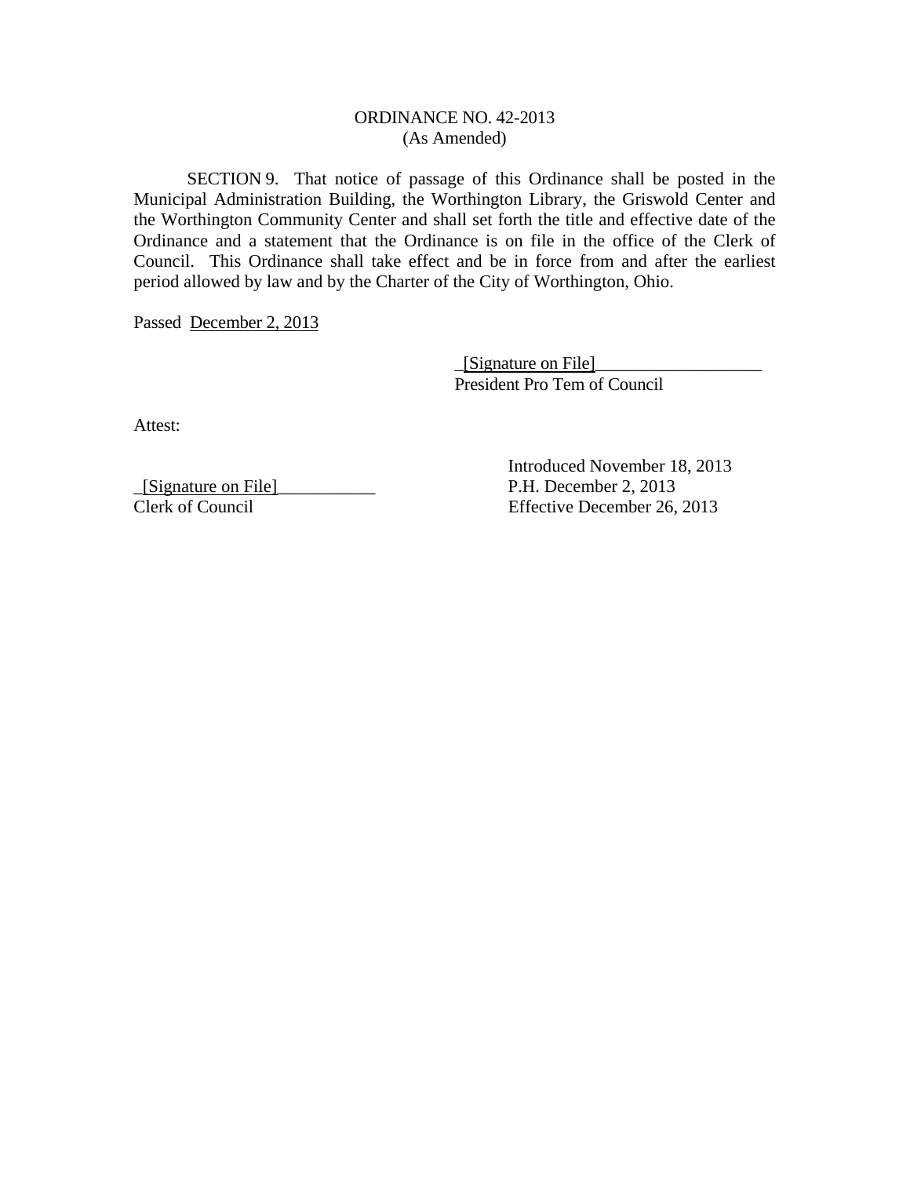ORDINANCE NO. 42-2013
(As Amended)

SECTION 9. That notice of passage of this Ordinance shall be posted in the Municipal Administration Building, the Worthington Library, the Griswold Center and the Worthington Community Center and shall set forth the title and effective date of the Ordinance and a statement that the Ordinance is on file in the office of the Clerk of Council. This Ordinance shall take effect and be in force from and after the earliest period allowed by law and by the Charter of the City of Worthington, Ohio.

Passed December 2, 2013

_[Signature on File]___________________
President Pro Tem of Council

Attest:

_[Signature on File]___________
Clerk of Council

Introduced November 18, 2013
P.H. December 2, 2013
Effective December 26, 2013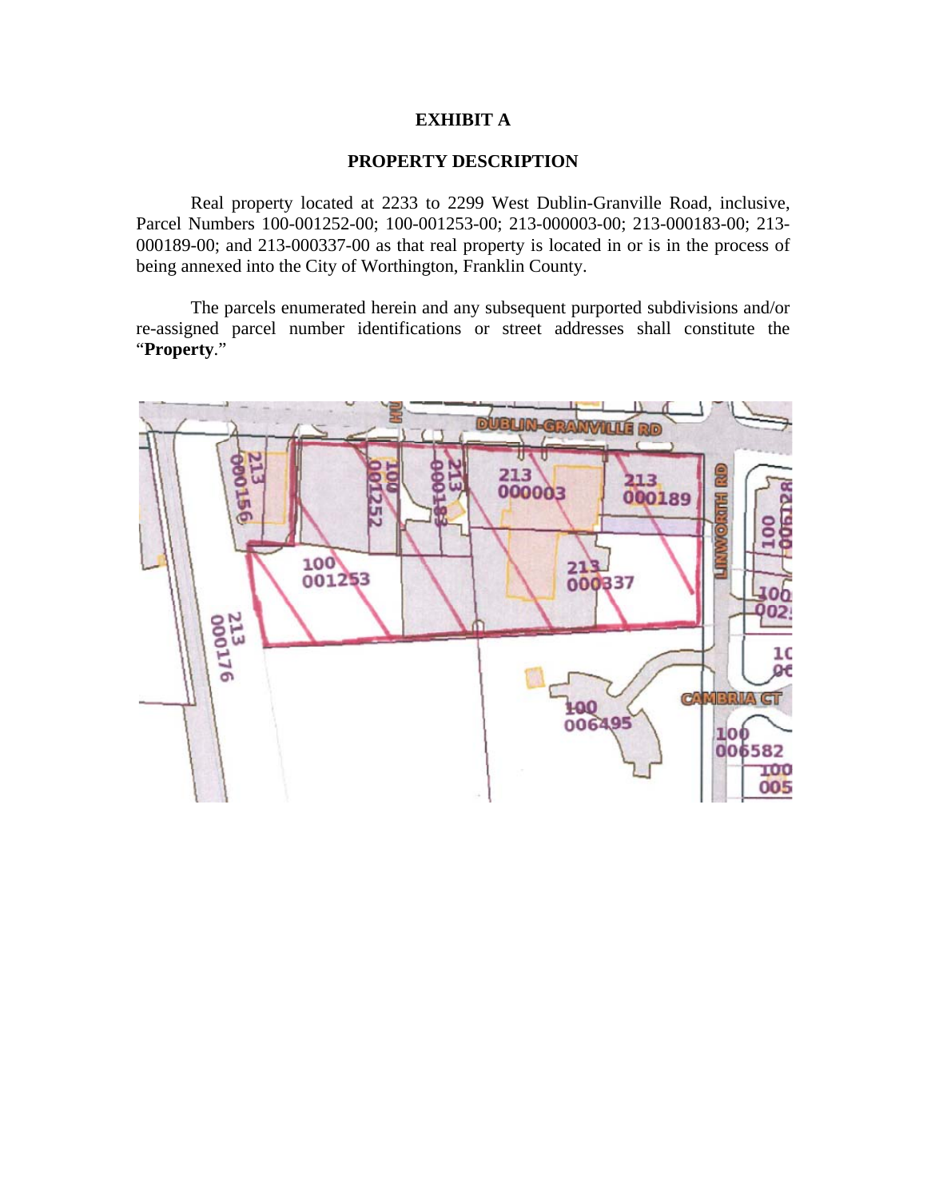# EXHIBIT A

## PROPERTY DESCRIPTION

Real property located at 2233 to 2299 West Dublin-Granville Road, inclusive, Parcel Numbers 100-001252-00; 100-001253-00; 213-000003-00; 213-000183-00; 213-000189-00; and 213-000337-00 as that real property is located in or is in the process of being annexed into the City of Worthington, Franklin County.

The parcels enumerated herein and any subsequent purported subdivisions and/or re-assigned parcel number identifications or street addresses shall constitute the "**Property**."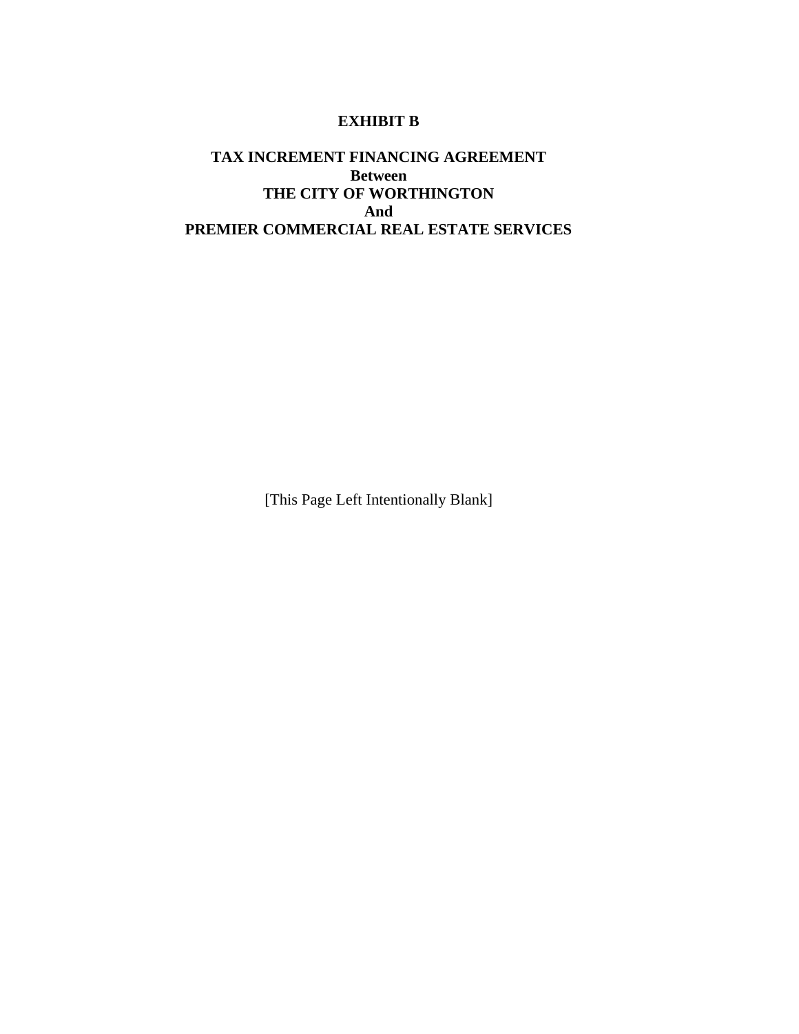**EXHIBIT B**

**TAX INCREMENT FINANCING AGREEMENT**
**Between**
**THE CITY OF WORTHINGTON**
**And**
**PREMIER COMMERCIAL REAL ESTATE SERVICES**

[This Page Left Intentionally Blank]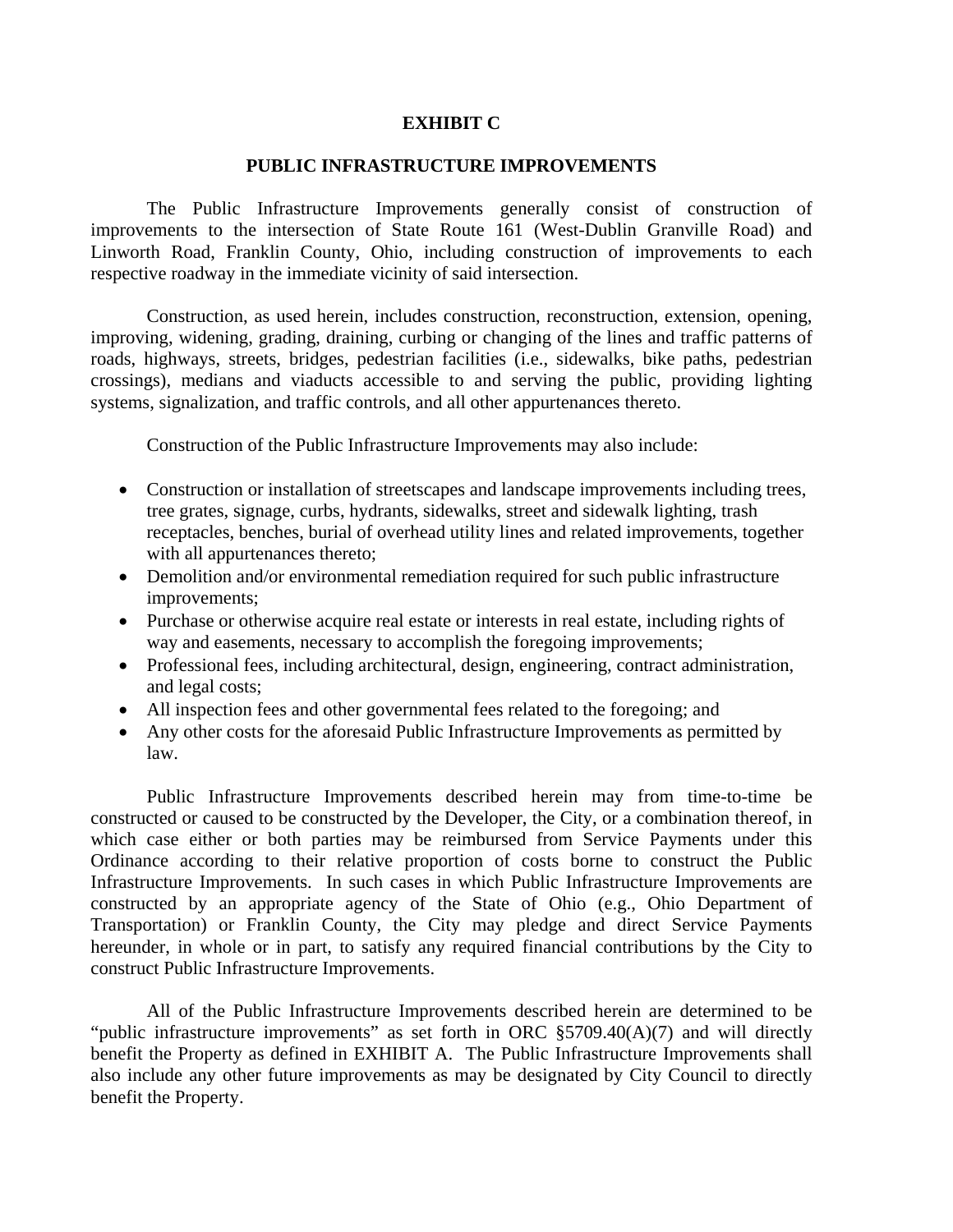# EXHIBIT C

## PUBLIC INFRASTRUCTURE IMPROVEMENTS

The Public Infrastructure Improvements generally consist of construction of improvements to the intersection of State Route 161 (West-Dublin Granville Road) and Linworth Road, Franklin County, Ohio, including construction of improvements to each respective roadway in the immediate vicinity of said intersection.

Construction, as used herein, includes construction, reconstruction, extension, opening, improving, widening, grading, draining, curbing or changing of the lines and traffic patterns of roads, highways, streets, bridges, pedestrian facilities (i.e., sidewalks, bike paths, pedestrian crossings), medians and viaducts accessible to and serving the public, providing lighting systems, signalization, and traffic controls, and all other appurtenances thereto.

Construction of the Public Infrastructure Improvements may also include:

- Construction or installation of streetscapes and landscape improvements including trees, tree grates, signage, curbs, hydrants, sidewalks, street and sidewalk lighting, trash receptacles, benches, burial of overhead utility lines and related improvements, together with all appurtenances thereto;
- Demolition and/or environmental remediation required for such public infrastructure improvements;
- Purchase or otherwise acquire real estate or interests in real estate, including rights of way and easements, necessary to accomplish the foregoing improvements;
- Professional fees, including architectural, design, engineering, contract administration, and legal costs;
- All inspection fees and other governmental fees related to the foregoing; and
- Any other costs for the aforesaid Public Infrastructure Improvements as permitted by law.

Public Infrastructure Improvements described herein may from time-to-time be constructed or caused to be constructed by the Developer, the City, or a combination thereof, in which case either or both parties may be reimbursed from Service Payments under this Ordinance according to their relative proportion of costs borne to construct the Public Infrastructure Improvements. In such cases in which Public Infrastructure Improvements are constructed by an appropriate agency of the State of Ohio (e.g., Ohio Department of Transportation) or Franklin County, the City may pledge and direct Service Payments hereunder, in whole or in part, to satisfy any required financial contributions by the City to construct Public Infrastructure Improvements.

All of the Public Infrastructure Improvements described herein are determined to be "public infrastructure improvements" as set forth in ORC §5709.40(A)(7) and will directly benefit the Property as defined in EXHIBIT A. The Public Infrastructure Improvements shall also include any other future improvements as may be designated by City Council to directly benefit the Property.